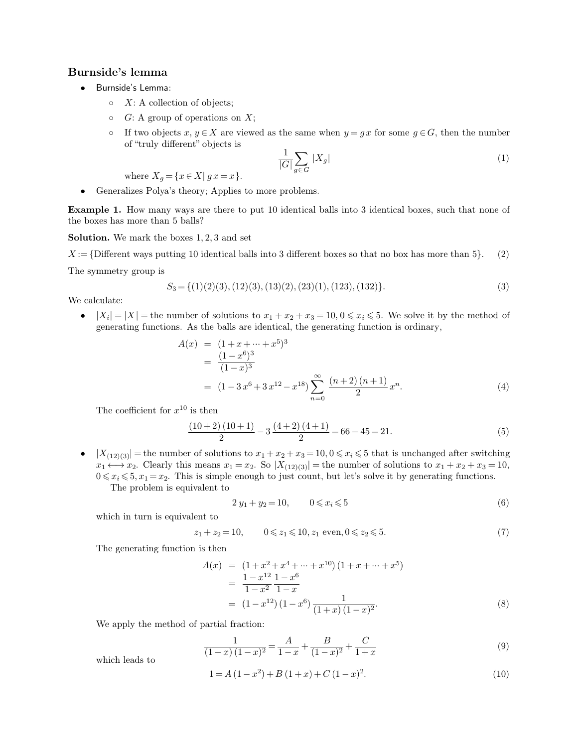## Burnside's lemma

- Burnside's Lemma:
  - $X$: A collection of objects;
  - $G$: A group of operations on $X$;
  - If two objects $x, y \in X$ are viewed as the same when $y = g\,x$ for some $g \in G$, then the number of "truly different" objects is
    $$\frac{1}{|G|} \sum_{g \in G} |X_g| \tag{1}$$
    where $X_g = \{x \in X |\, g\,x = x\}$.
- Generalizes Polya's theory; Applies to more problems.

**Example 1.** How many ways are there to put 10 identical balls into 3 identical boxes, such that none of the boxes has more than 5 balls?

**Solution.** We mark the boxes 1, 2, 3 and set

$$X := \{\text{Different ways putting 10 identical balls into 3 different boxes so that no box has more than 5}\}. \tag{2}$$

The symmetry group is

$$S_3 = \{(1)(2)(3), (12)(3), (13)(2), (23)(1), (123), (132)\}. \tag{3}$$

We calculate:

- $|X_i| = |X| =$ the number of solutions to $x_1 + x_2 + x_3 = 10, 0 \leqslant x_i \leqslant 5$. We solve it by the method of generating functions. As the balls are identical, the generating function is ordinary,
  $$\begin{aligned} A(x) &= (1 + x + \cdots + x^5)^3 \\ &= \frac{(1 - x^6)^3}{(1 - x)^3} \\ &= (1 - 3\,x^6 + 3\,x^{12} - x^{18}) \sum_{n=0}^{\infty} \frac{(n+2)\,(n+1)}{2} x^n. \end{aligned} \tag{4}$$
  The coefficient for $x^{10}$ is then
  $$\frac{(10+2)\,(10+1)}{2} - 3\,\frac{(4+2)\,(4+1)}{2} = 66 - 45 = 21. \tag{5}$$
- $|X_{(12)(3)}| =$ the number of solutions to $x_1 + x_2 + x_3 = 10, 0 \leqslant x_i \leqslant 5$ that is unchanged after switching $x_1 \longleftrightarrow x_2$. Clearly this means $x_1 = x_2$. So $|X_{(12)(3)}| =$ the number of solutions to $x_1 + x_2 + x_3 = 10$, $0 \leqslant x_i \leqslant 5, x_1 = x_2$. This is simple enough to just count, but let's solve it by generating functions.

  The problem is equivalent to
  $$2\,y_1 + y_2 = 10, \qquad 0 \leqslant x_i \leqslant 5 \tag{6}$$
  which in turn is equivalent to
  $$z_1 + z_2 = 10, \qquad 0 \leqslant z_1 \leqslant 10, z_1 \text{ even}, 0 \leqslant z_2 \leqslant 5. \tag{7}$$
  The generating function is then
  $$\begin{aligned} A(x) &= (1 + x^2 + x^4 + \cdots + x^{10})\,(1 + x + \cdots + x^5) \\ &= \frac{1 - x^{12}}{1 - x^2}\,\frac{1 - x^6}{1 - x} \\ &= (1 - x^{12})\,(1 - x^6)\,\frac{1}{(1+x)\,(1-x)^2}. \end{aligned} \tag{8}$$
  We apply the method of partial fraction:
  $$\frac{1}{(1+x)\,(1-x)^2} = \frac{A}{1-x} + \frac{B}{(1-x)^2} + \frac{C}{1+x} \tag{9}$$
  which leads to
  $$1 = A\,(1 - x^2) + B\,(1 + x) + C\,(1 - x)^2. \tag{10}$$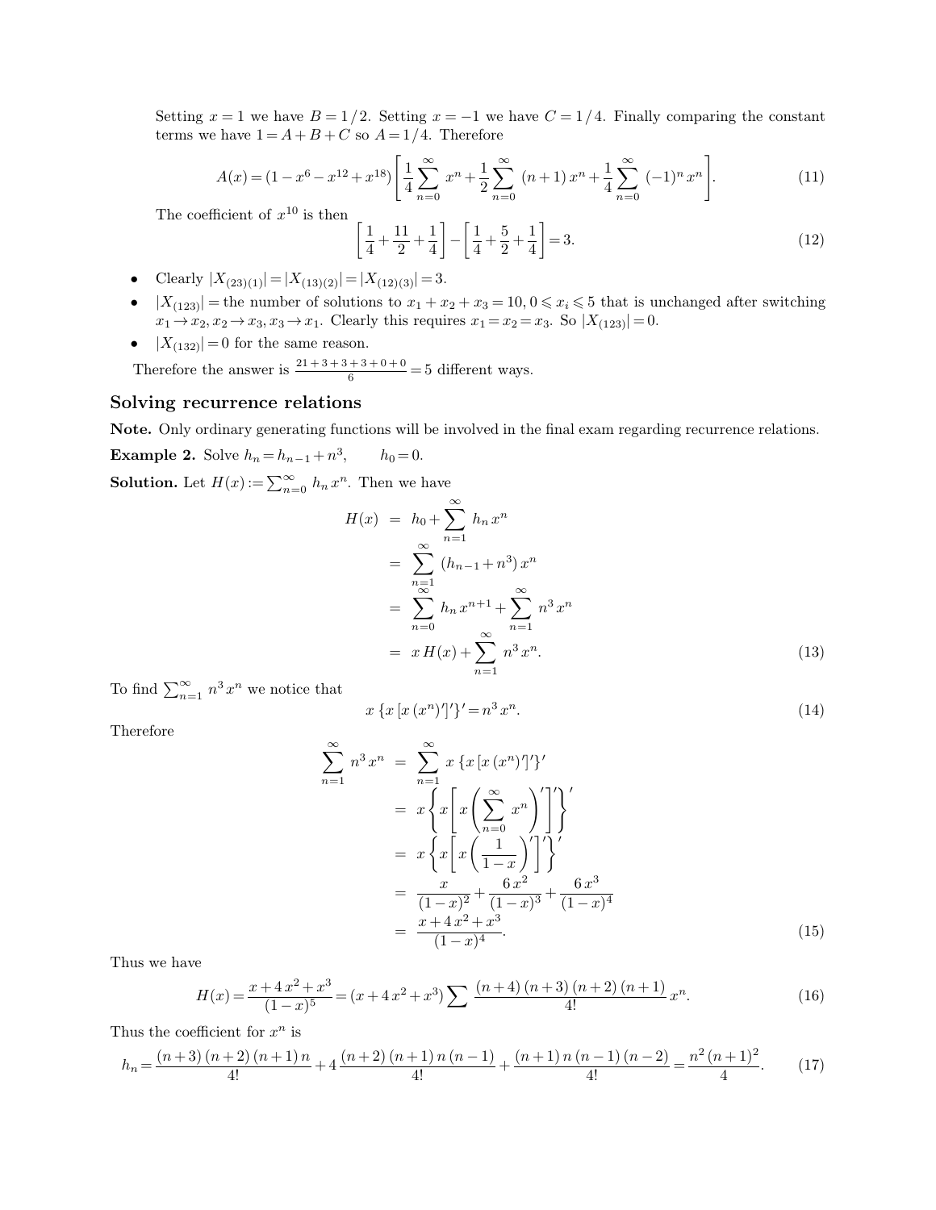Setting $x = 1$ we have $B = 1/2$. Setting $x = -1$ we have $C = 1/4$. Finally comparing the constant terms we have $1 = A + B + C$ so $A = 1/4$. Therefore

$$A(x) = (1 - x^6 - x^{12} + x^{18}) \left[ \frac{1}{4} \sum_{n=0}^{\infty} x^n + \frac{1}{2} \sum_{n=0}^{\infty} (n+1) x^n + \frac{1}{4} \sum_{n=0}^{\infty} (-1)^n x^n \right]. \tag{11}$$

The coefficient of $x^{10}$ is then

$$\left[ \frac{1}{4} + \frac{11}{2} + \frac{1}{4} \right] - \left[ \frac{1}{4} + \frac{5}{2} + \frac{1}{4} \right] = 3. \tag{12}$$

- Clearly $|X_{(23)(1)}| = |X_{(13)(2)}| = |X_{(12)(3)}| = 3$.
- $|X_{(123)}| =$ the number of solutions to $x_1 + x_2 + x_3 = 10, 0 \leqslant x_i \leqslant 5$ that is unchanged after switching $x_1 \to x_2, x_2 \to x_3, x_3 \to x_1$. Clearly this requires $x_1 = x_2 = x_3$. So $|X_{(123)}| = 0$.
- $|X_{(132)}| = 0$ for the same reason.

Therefore the answer is $\frac{21 + 3 + 3 + 3 + 0 + 0}{6} = 5$ different ways.

## Solving recurrence relations

**Note.** Only ordinary generating functions will be involved in the final exam regarding recurrence relations.

**Example 2.** Solve $h_n = h_{n-1} + n^3, \qquad h_0 = 0$.

**Solution.** Let $H(x) := \sum_{n=0}^{\infty} h_n x^n$. Then we have

$$\begin{aligned}
H(x) &= h_0 + \sum_{n=1}^{\infty} h_n x^n \\
&= \sum_{n=1}^{\infty} (h_{n-1} + n^3) x^n \\
&= \sum_{n=0}^{\infty} h_n x^{n+1} + \sum_{n=1}^{\infty} n^3 x^n \\
&= x H(x) + \sum_{n=1}^{\infty} n^3 x^n.
\end{aligned} \tag{13}$$

To find $\sum_{n=1}^{\infty} n^3 x^n$ we notice that

$$x \{ x [x (x^n)']' \}' = n^3 x^n. \tag{14}$$

Therefore

$$\begin{aligned}
\sum_{n=1}^{\infty} n^3 x^n &= \sum_{n=1}^{\infty} x \{ x [x (x^n)']' \}' \\
&= x \left\{ x \left[ x \left( \sum_{n=0}^{\infty} x^n \right)' \right]' \right\}' \\
&= x \left\{ x \left[ x \left( \frac{1}{1-x} \right)' \right]' \right\}' \\
&= \frac{x}{(1-x)^2} + \frac{6x^2}{(1-x)^3} + \frac{6x^3}{(1-x)^4} \\
&= \frac{x + 4x^2 + x^3}{(1-x)^4}.
\end{aligned} \tag{15}$$

Thus we have

$$H(x) = \frac{x + 4x^2 + x^3}{(1-x)^5} = (x + 4x^2 + x^3) \sum \frac{(n+4)(n+3)(n+2)(n+1)}{4!} x^n. \tag{16}$$

Thus the coefficient for $x^n$ is

$$h_n = \frac{(n+3)(n+2)(n+1)n}{4!} + 4 \frac{(n+2)(n+1)n(n-1)}{4!} + \frac{(n+1)n(n-1)(n-2)}{4!} = \frac{n^2 (n+1)^2}{4}. \tag{17}$$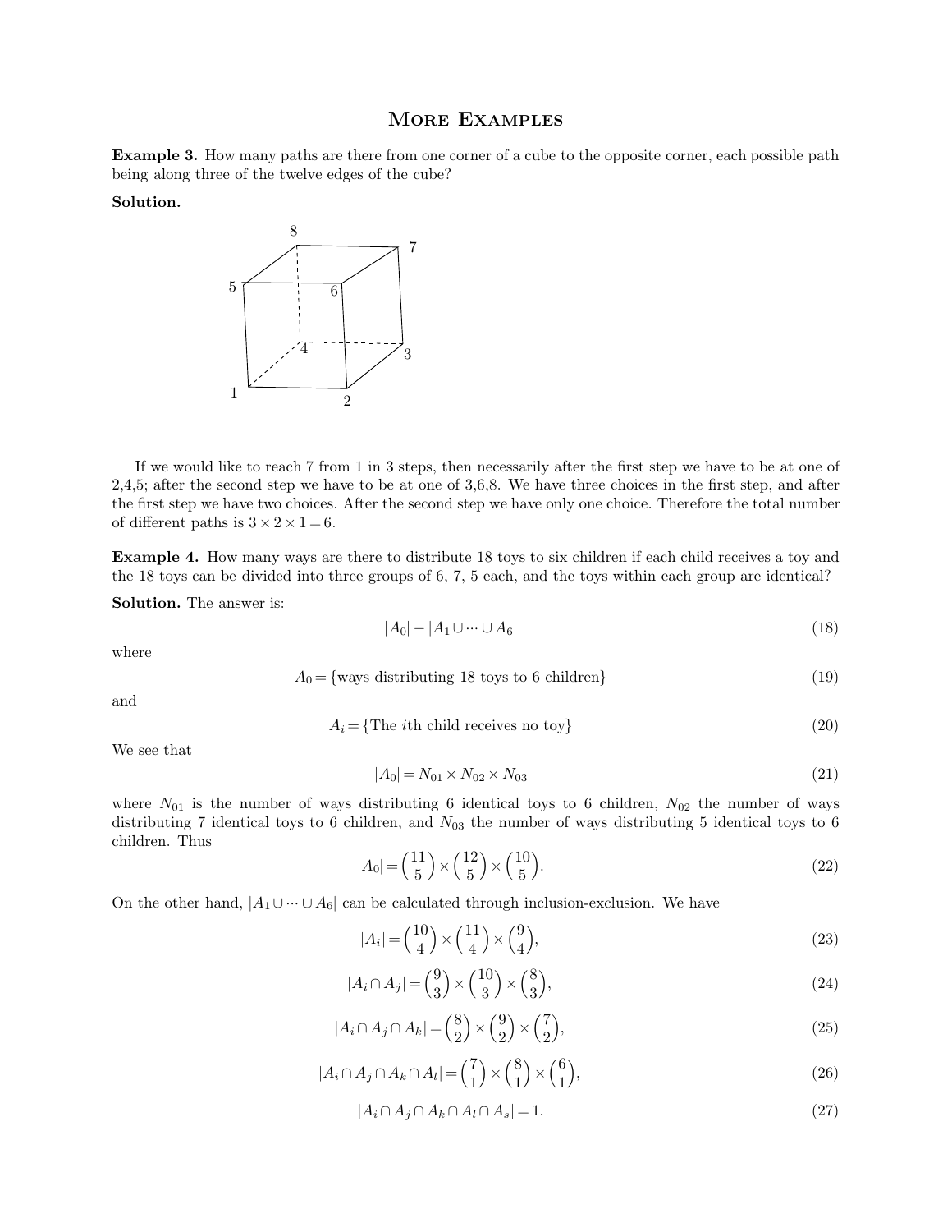# More Examples

**Example 3.** How many paths are there from one corner of a cube to the opposite corner, each possible path being along three of the twelve edges of the cube?

**Solution.**

If we would like to reach 7 from 1 in 3 steps, then necessarily after the first step we have to be at one of 2,4,5; after the second step we have to be at one of 3,6,8. We have three choices in the first step, and after the first step we have two choices. After the second step we have only one choice. Therefore the total number of different paths is $3 \times 2 \times 1 = 6$.

**Example 4.** How many ways are there to distribute 18 toys to six children if each child receives a toy and the 18 toys can be divided into three groups of 6, 7, 5 each, and the toys within each group are identical?

**Solution.** The answer is:

$$|A_0| - |A_1 \cup \cdots \cup A_6| \tag{18}$$

where

$$A_0 = \{\text{ways distributing 18 toys to 6 children}\} \tag{19}$$

and

$$A_i = \{\text{The } i\text{th child receives no toy}\} \tag{20}$$

We see that

$$|A_0| = N_{01} \times N_{02} \times N_{03} \tag{21}$$

where $N_{01}$ is the number of ways distributing 6 identical toys to 6 children, $N_{02}$ the number of ways distributing 7 identical toys to 6 children, and $N_{03}$ the number of ways distributing 5 identical toys to 6 children. Thus

$$|A_0| = \binom{11}{5} \times \binom{12}{5} \times \binom{10}{5}. \tag{22}$$

On the other hand, $|A_1 \cup \cdots \cup A_6|$ can be calculated through inclusion-exclusion. We have

$$|A_i| = \binom{10}{4} \times \binom{11}{4} \times \binom{9}{4}, \tag{23}$$

$$|A_i \cap A_j| = \binom{9}{3} \times \binom{10}{3} \times \binom{8}{3}, \tag{24}$$

$$|A_i \cap A_j \cap A_k| = \binom{8}{2} \times \binom{9}{2} \times \binom{7}{2}, \tag{25}$$

$$|A_i \cap A_j \cap A_k \cap A_l| = \binom{7}{1} \times \binom{8}{1} \times \binom{6}{1}, \tag{26}$$

$$|A_i \cap A_j \cap A_k \cap A_l \cap A_s| = 1. \tag{27}$$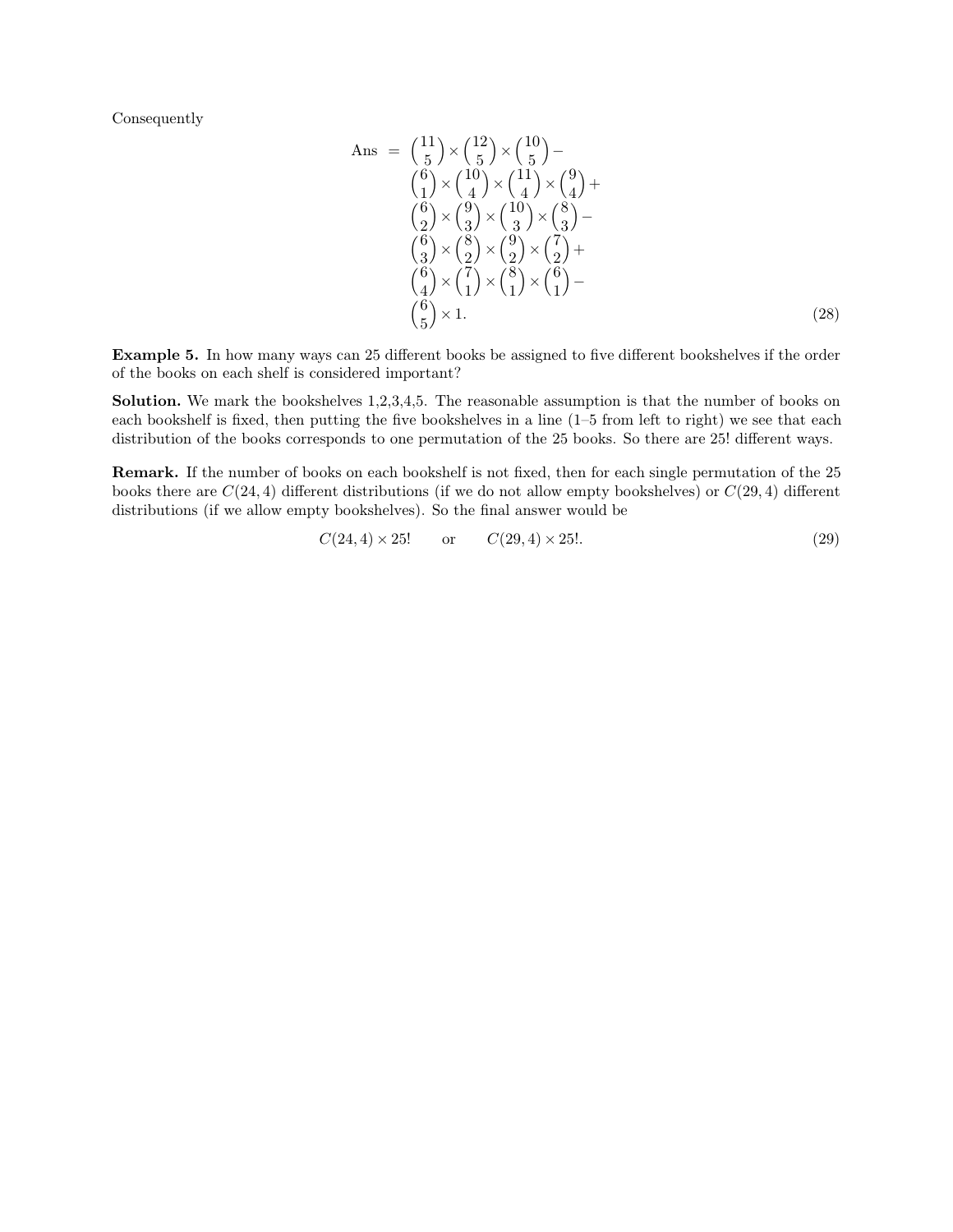Consequently

$$
\begin{aligned}
\text{Ans} \;=\; & \binom{11}{5} \times \binom{12}{5} \times \binom{10}{5} - \\
& \binom{6}{1} \times \binom{10}{4} \times \binom{11}{4} \times \binom{9}{4} + \\
& \binom{6}{2} \times \binom{9}{3} \times \binom{10}{3} \times \binom{8}{3} - \\
& \binom{6}{3} \times \binom{8}{2} \times \binom{9}{2} \times \binom{7}{2} + \\
& \binom{6}{4} \times \binom{7}{1} \times \binom{8}{1} \times \binom{6}{1} - \\
& \binom{6}{5} \times 1.
\end{aligned} \tag{28}
$$

**Example 5.** In how many ways can 25 different books be assigned to five different bookshelves if the order of the books on each shelf is considered important?

**Solution.** We mark the bookshelves 1,2,3,4,5. The reasonable assumption is that the number of books on each bookshelf is fixed, then putting the five bookshelves in a line (1–5 from left to right) we see that each distribution of the books corresponds to one permutation of the 25 books. So there are 25! different ways.

**Remark.** If the number of books on each bookshelf is not fixed, then for each single permutation of the 25 books there are $C(24, 4)$ different distributions (if we do not allow empty bookshelves) or $C(29, 4)$ different distributions (if we allow empty bookshelves). So the final answer would be

$$
C(24, 4) \times 25! \qquad \text{or} \qquad C(29, 4) \times 25!. \tag{29}
$$